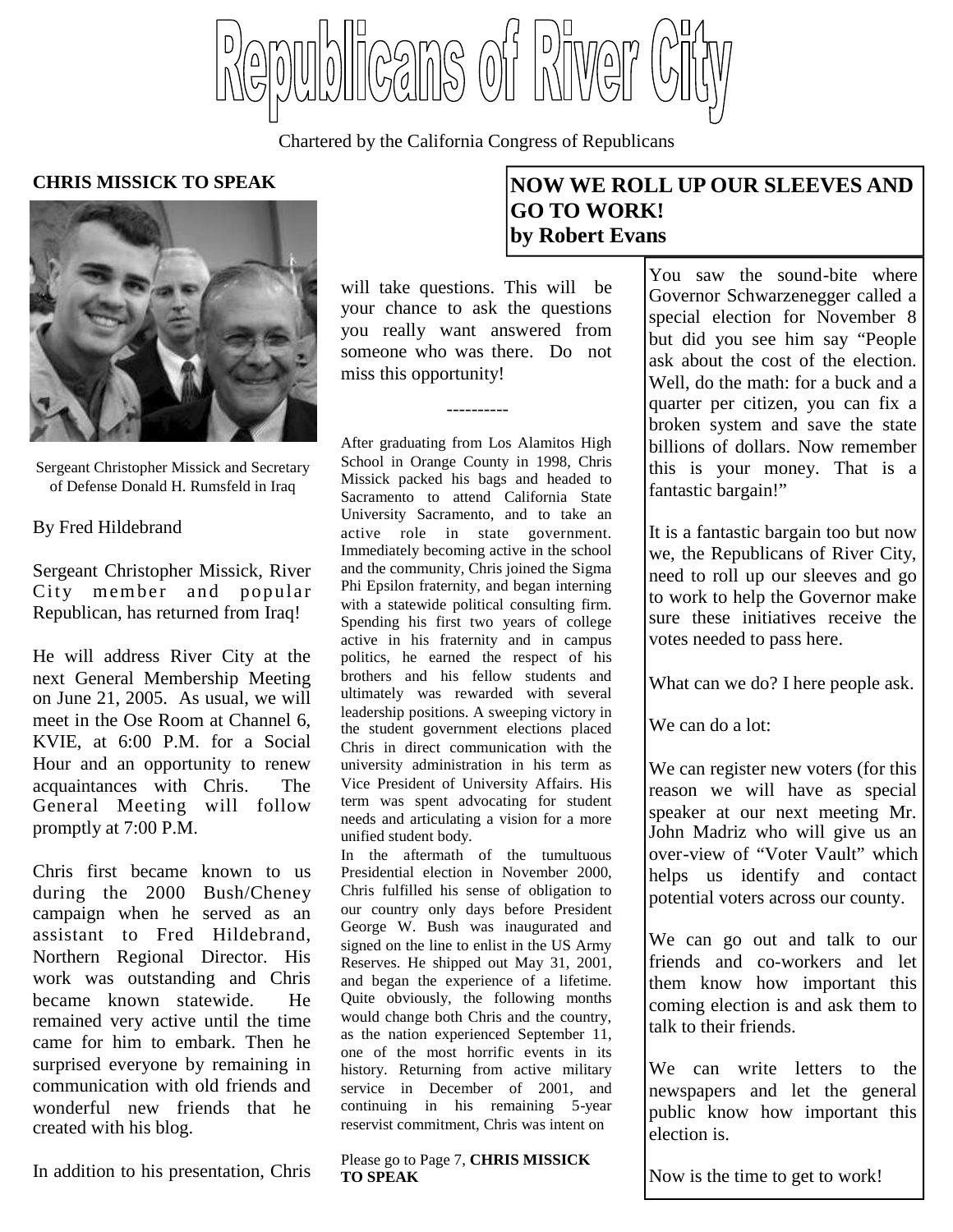# Republicans of River City

Chartered by the California Congress of Republicans

## CHRIS MISSICK TO SPEAK

Sergeant Christopher Missick and Secretary of Defense Donald H. Rumsfeld in Iraq

By Fred Hildebrand

Sergeant Christopher Missick, River City member and popular Republican, has returned from Iraq!

He will address River City at the next General Membership Meeting on June 21, 2005. As usual, we will meet in the Ose Room at Channel 6, KVIE, at 6:00 P.M. for a Social Hour and an opportunity to renew acquaintances with Chris. The General Meeting will follow promptly at 7:00 P.M.

Chris first became known to us during the 2000 Bush/Cheney campaign when he served as an assistant to Fred Hildebrand, Northern Regional Director. His work was outstanding and Chris became known statewide. He remained very active until the time came for him to embark. Then he surprised everyone by remaining in communication with old friends and wonderful new friends that he created with his blog.

In addition to his presentation, Chris will take questions. This will be your chance to ask the questions you really want answered from someone who was there. Do not miss this opportunity!

----------

After graduating from Los Alamitos High School in Orange County in 1998, Chris Missick packed his bags and headed to Sacramento to attend California State University Sacramento, and to take an active role in state government. Immediately becoming active in the school and the community, Chris joined the Sigma Phi Epsilon fraternity, and began interning with a statewide political consulting firm. Spending his first two years of college active in his fraternity and in campus politics, he earned the respect of his brothers and his fellow students and ultimately was rewarded with several leadership positions. A sweeping victory in the student government elections placed Chris in direct communication with the university administration in his term as Vice President of University Affairs. His term was spent advocating for student needs and articulating a vision for a more unified student body.

In the aftermath of the tumultuous Presidential election in November 2000, Chris fulfilled his sense of obligation to our country only days before President George W. Bush was inaugurated and signed on the line to enlist in the US Army Reserves. He shipped out May 31, 2001, and began the experience of a lifetime. Quite obviously, the following months would change both Chris and the country, as the nation experienced September 11, one of the most horrific events in its history. Returning from active military service in December of 2001, and continuing in his remaining 5-year reservist commitment, Chris was intent on

Please go to Page 7, **CHRIS MISSICK TO SPEAK**

## NOW WE ROLL UP OUR SLEEVES AND GO TO WORK!
**by Robert Evans**

You saw the sound-bite where Governor Schwarzenegger called a special election for November 8 but did you see him say "People ask about the cost of the election. Well, do the math: for a buck and a quarter per citizen, you can fix a broken system and save the state billions of dollars. Now remember this is your money. That is a fantastic bargain!"

It is a fantastic bargain too but now we, the Republicans of River City, need to roll up our sleeves and go to work to help the Governor make sure these initiatives receive the votes needed to pass here.

What can we do? I here people ask.

We can do a lot:

We can register new voters (for this reason we will have as special speaker at our next meeting Mr. John Madriz who will give us an over-view of "Voter Vault" which helps us identify and contact potential voters across our county.

We can go out and talk to our friends and co-workers and let them know how important this coming election is and ask them to talk to their friends.

We can write letters to the newspapers and let the general public know how important this election is.

Now is the time to get to work!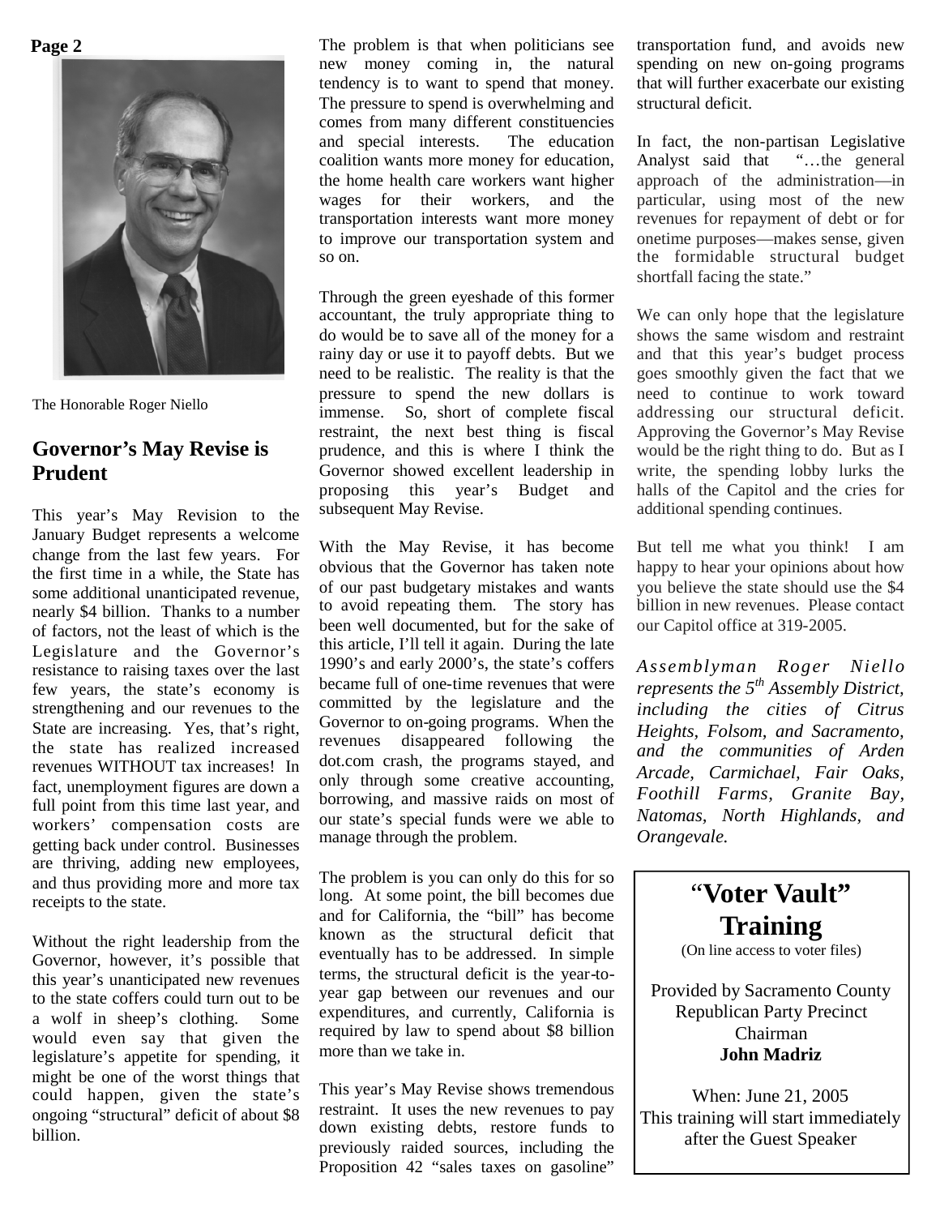The Honorable Roger Niello

## Governor's May Revise is Prudent

This year's May Revision to the January Budget represents a welcome change from the last few years. For the first time in a while, the State has some additional unanticipated revenue, nearly $4 billion. Thanks to a number of factors, not the least of which is the Legislature and the Governor's resistance to raising taxes over the last few years, the state's economy is strengthening and our revenues to the State are increasing. Yes, that's right, the state has realized increased revenues WITHOUT tax increases! In fact, unemployment figures are down a full point from this time last year, and workers' compensation costs are getting back under control. Businesses are thriving, adding new employees, and thus providing more and more tax receipts to the state.

Without the right leadership from the Governor, however, it's possible that this year's unanticipated new revenues to the state coffers could turn out to be a wolf in sheep's clothing. Some would even say that given the legislature's appetite for spending, it might be one of the worst things that could happen, given the state's ongoing "structural" deficit of about $8 billion.

The problem is that when politicians see new money coming in, the natural tendency is to want to spend that money. The pressure to spend is overwhelming and comes from many different constituencies and special interests. The education coalition wants more money for education, the home health care workers want higher wages for their workers, and the transportation interests want more money to improve our transportation system and so on.

Through the green eyeshade of this former accountant, the truly appropriate thing to do would be to save all of the money for a rainy day or use it to payoff debts. But we need to be realistic. The reality is that the pressure to spend the new dollars is immense. So, short of complete fiscal restraint, the next best thing is fiscal prudence, and this is where I think the Governor showed excellent leadership in proposing this year's Budget and subsequent May Revise.

With the May Revise, it has become obvious that the Governor has taken note of our past budgetary mistakes and wants to avoid repeating them. The story has been well documented, but for the sake of this article, I'll tell it again. During the late 1990's and early 2000's, the state's coffers became full of one-time revenues that were committed by the legislature and the Governor to on-going programs. When the revenues disappeared following the dot.com crash, the programs stayed, and only through some creative accounting, borrowing, and massive raids on most of our state's special funds were we able to manage through the problem.

The problem is you can only do this for so long. At some point, the bill becomes due and for California, the "bill" has become known as the structural deficit that eventually has to be addressed. In simple terms, the structural deficit is the year-to-year gap between our revenues and our expenditures, and currently, California is required by law to spend about $8 billion more than we take in.

This year's May Revise shows tremendous restraint. It uses the new revenues to pay down existing debts, restore funds to previously raided sources, including the Proposition 42 "sales taxes on gasoline" transportation fund, and avoids new spending on new on-going programs that will further exacerbate our existing structural deficit.

In fact, the non-partisan Legislative Analyst said that "…the general approach of the administration—in particular, using most of the new revenues for repayment of debt or for onetime purposes—makes sense, given the formidable structural budget shortfall facing the state."

We can only hope that the legislature shows the same wisdom and restraint and that this year's budget process goes smoothly given the fact that we need to continue to work toward addressing our structural deficit. Approving the Governor's May Revise would be the right thing to do. But as I write, the spending lobby lurks the halls of the Capitol and the cries for additional spending continues.

But tell me what you think! I am happy to hear your opinions about how you believe the state should use the $4 billion in new revenues. Please contact our Capitol office at 319-2005.

*Assemblyman Roger Niello represents the 5th Assembly District, including the cities of Citrus Heights, Folsom, and Sacramento, and the communities of Arden Arcade, Carmichael, Fair Oaks, Foothill Farms, Granite Bay, Natomas, North Highlands, and Orangevale.*

## "Voter Vault" Training

(On line access to voter files)

Provided by Sacramento County Republican Party Precinct Chairman
**John Madriz**

When: June 21, 2005
This training will start immediately after the Guest Speaker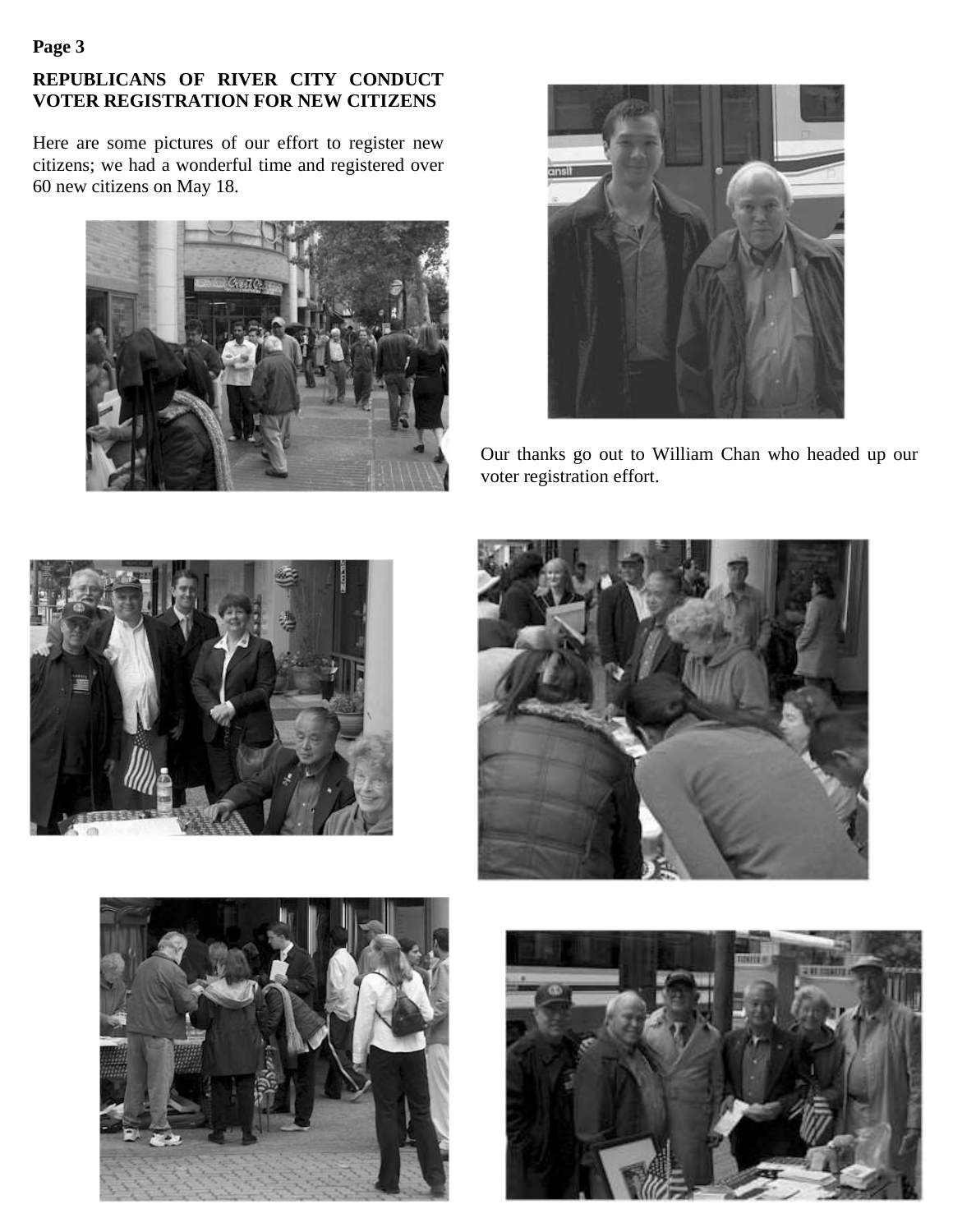## REPUBLICANS OF RIVER CITY CONDUCT VOTER REGISTRATION FOR NEW CITIZENS

Here are some pictures of our effort to register new citizens; we had a wonderful time and registered over 60 new citizens on May 18.

Our thanks go out to William Chan who headed up our voter registration effort.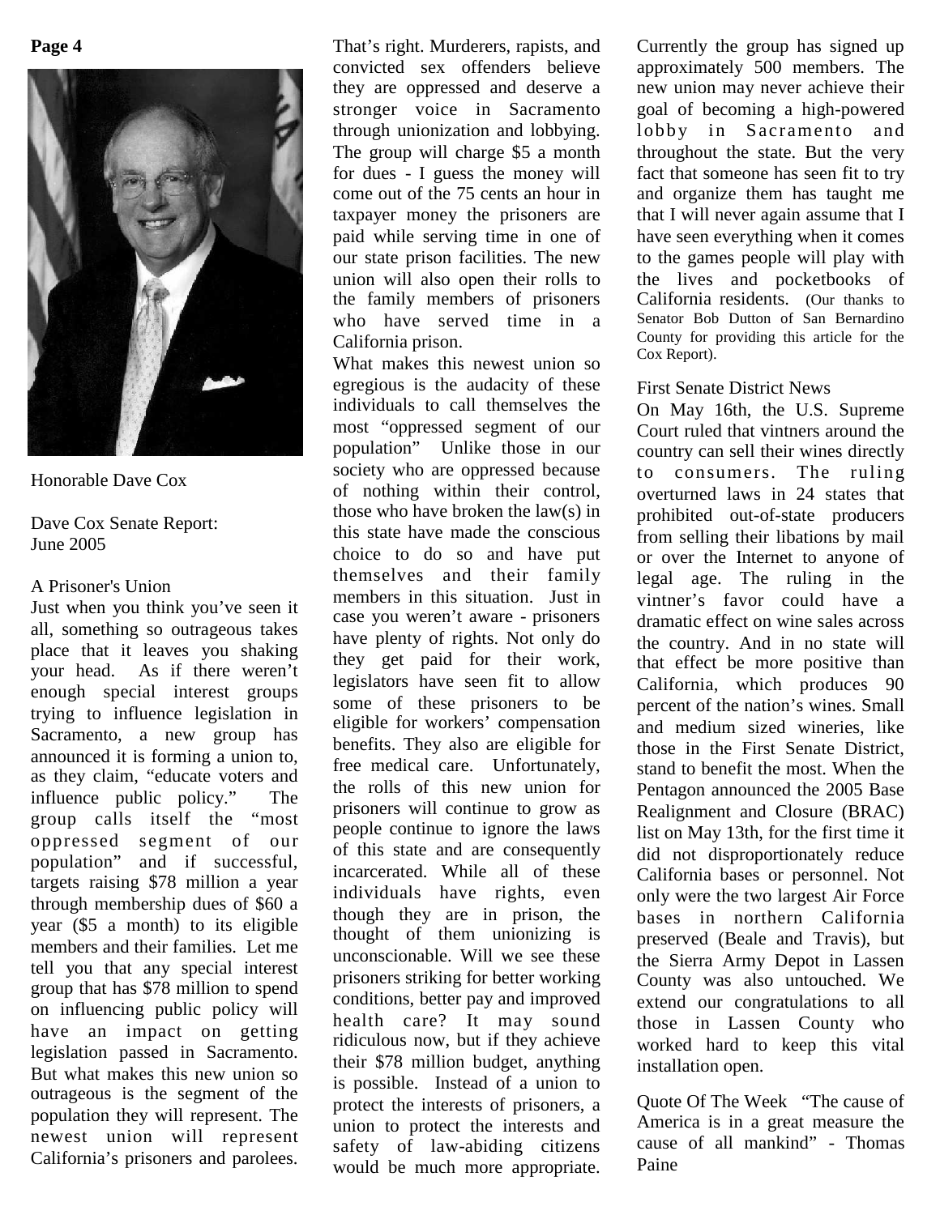Honorable Dave Cox

Dave Cox Senate Report:
June 2005

## A Prisoner's Union

Just when you think you've seen it all, something so outrageous takes place that it leaves you shaking your head. As if there weren't enough special interest groups trying to influence legislation in Sacramento, a new group has announced it is forming a union to, as they claim, "educate voters and influence public policy." The group calls itself the "most oppressed segment of our population" and if successful, targets raising $78 million a year through membership dues of $60 a year ($5 a month) to its eligible members and their families. Let me tell you that any special interest group that has $78 million to spend on influencing public policy will have an impact on getting legislation passed in Sacramento. But what makes this new union so outrageous is the segment of the population they will represent. The newest union will represent California's prisoners and parolees. That's right. Murderers, rapists, and convicted sex offenders believe they are oppressed and deserve a stronger voice in Sacramento through unionization and lobbying. The group will charge $5 a month for dues - I guess the money will come out of the 75 cents an hour in taxpayer money the prisoners are paid while serving time in one of our state prison facilities. The new union will also open their rolls to the family members of prisoners who have served time in a California prison.

What makes this newest union so egregious is the audacity of these individuals to call themselves the most "oppressed segment of our population" Unlike those in our society who are oppressed because of nothing within their control, those who have broken the law(s) in this state have made the conscious choice to do so and have put themselves and their family members in this situation. Just in case you weren't aware - prisoners have plenty of rights. Not only do they get paid for their work, legislators have seen fit to allow some of these prisoners to be eligible for workers' compensation benefits. They also are eligible for free medical care. Unfortunately, the rolls of this new union for prisoners will continue to grow as people continue to ignore the laws of this state and are consequently incarcerated. While all of these individuals have rights, even though they are in prison, the thought of them unionizing is unconscionable. Will we see these prisoners striking for better working conditions, better pay and improved health care? It may sound ridiculous now, but if they achieve their $78 million budget, anything is possible. Instead of a union to protect the interests of prisoners, a union to protect the interests and safety of law-abiding citizens would be much more appropriate. Currently the group has signed up approximately 500 members. The new union may never achieve their goal of becoming a high-powered lobby in Sacramento and throughout the state. But the very fact that someone has seen fit to try and organize them has taught me that I will never again assume that I have seen everything when it comes to the games people will play with the lives and pocketbooks of California residents. (Our thanks to Senator Bob Dutton of San Bernardino County for providing this article for the Cox Report).

## First Senate District News

On May 16th, the U.S. Supreme Court ruled that vintners around the country can sell their wines directly to consumers. The ruling overturned laws in 24 states that prohibited out-of-state producers from selling their libations by mail or over the Internet to anyone of legal age. The ruling in the vintner's favor could have a dramatic effect on wine sales across the country. And in no state will that effect be more positive than California, which produces 90 percent of the nation's wines. Small and medium sized wineries, like those in the First Senate District, stand to benefit the most. When the Pentagon announced the 2005 Base Realignment and Closure (BRAC) list on May 13th, for the first time it did not disproportionately reduce California bases or personnel. Not only were the two largest Air Force bases in northern California preserved (Beale and Travis), but the Sierra Army Depot in Lassen County was also untouched. We extend our congratulations to all those in Lassen County who worked hard to keep this vital installation open.

Quote Of The Week "The cause of America is in a great measure the cause of all mankind" - Thomas Paine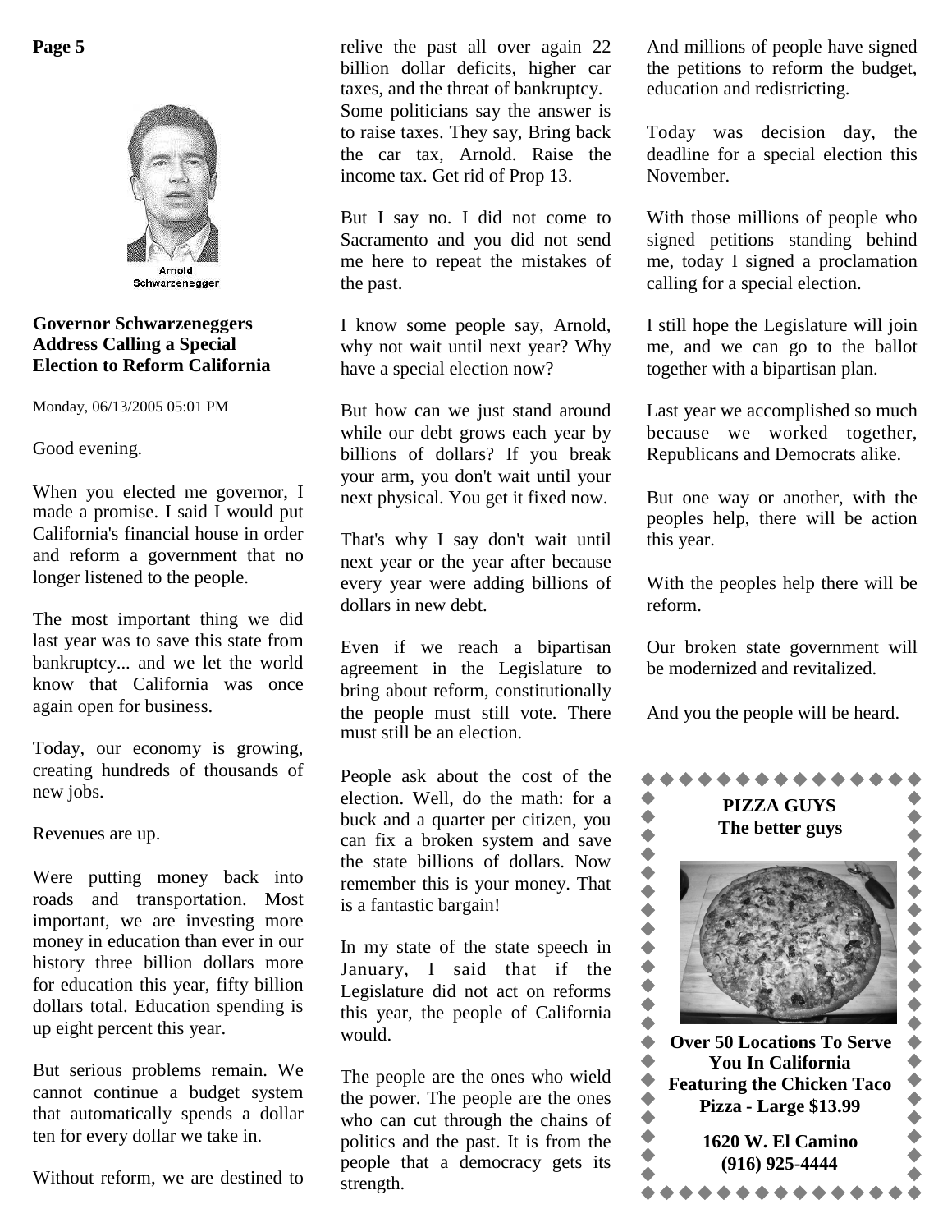Arnold Schwarzenegger

## Governor Schwarzeneggers Address Calling a Special Election to Reform California

Monday, 06/13/2005 05:01 PM

Good evening.

When you elected me governor, I made a promise. I said I would put California's financial house in order and reform a government that no longer listened to the people.

The most important thing we did last year was to save this state from bankruptcy... and we let the world know that California was once again open for business.

Today, our economy is growing, creating hundreds of thousands of new jobs.

Revenues are up.

Were putting money back into roads and transportation. Most important, we are investing more money in education than ever in our history three billion dollars more for education this year, fifty billion dollars total. Education spending is up eight percent this year.

But serious problems remain. We cannot continue a budget system that automatically spends a dollar ten for every dollar we take in.

Without reform, we are destined to relive the past all over again 22 billion dollar deficits, higher car taxes, and the threat of bankruptcy. Some politicians say the answer is to raise taxes. They say, Bring back the car tax, Arnold. Raise the income tax. Get rid of Prop 13.

But I say no. I did not come to Sacramento and you did not send me here to repeat the mistakes of the past.

I know some people say, Arnold, why not wait until next year? Why have a special election now?

But how can we just stand around while our debt grows each year by billions of dollars? If you break your arm, you don't wait until your next physical. You get it fixed now.

That's why I say don't wait until next year or the year after because every year were adding billions of dollars in new debt.

Even if we reach a bipartisan agreement in the Legislature to bring about reform, constitutionally the people must still vote. There must still be an election.

People ask about the cost of the election. Well, do the math: for a buck and a quarter per citizen, you can fix a broken system and save the state billions of dollars. Now remember this is your money. That is a fantastic bargain!

In my state of the state speech in January, I said that if the Legislature did not act on reforms this year, the people of California would.

The people are the ones who wield the power. The people are the ones who can cut through the chains of politics and the past. It is from the people that a democracy gets its strength.

And millions of people have signed the petitions to reform the budget, education and redistricting.

Today was decision day, the deadline for a special election this November.

With those millions of people who signed petitions standing behind me, today I signed a proclamation calling for a special election.

I still hope the Legislature will join me, and we can go to the ballot together with a bipartisan plan.

Last year we accomplished so much because we worked together, Republicans and Democrats alike.

But one way or another, with the peoples help, there will be action this year.

With the peoples help there will be reform.

Our broken state government will be modernized and revitalized.

And you the people will be heard.

**PIZZA GUYS**
**The better guys**

**Over 50 Locations To Serve You In California**
**Featuring the Chicken Taco Pizza - Large $13.99**

**1620 W. El Camino**
**(916) 925-4444**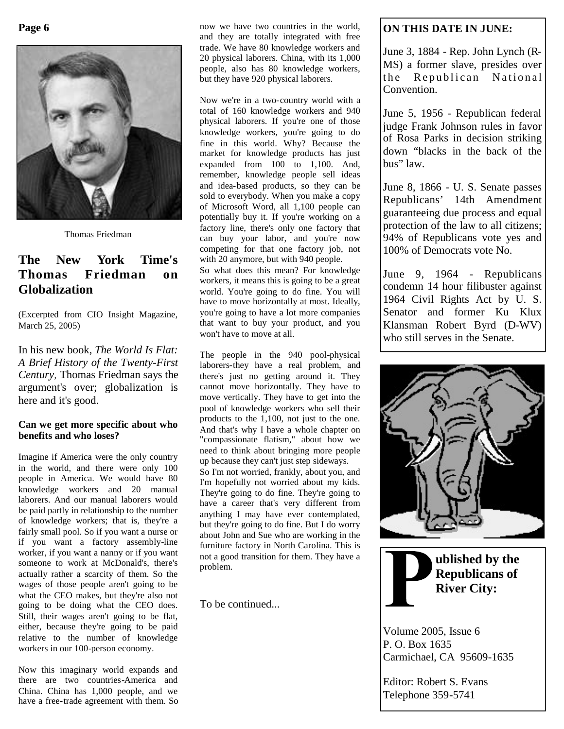Thomas Friedman

## The New York Time's Thomas Friedman on Globalization

(Excerpted from CIO Insight Magazine, March 25, 2005)

In his new book, *The World Is Flat: A Brief History of the Twenty-First Century,* Thomas Friedman says the argument's over; globalization is here and it's good.

**Can we get more specific about who benefits and who loses?**

Imagine if America were the only country in the world, and there were only 100 people in America. We would have 80 knowledge workers and 20 manual laborers. And our manual laborers would be paid partly in relationship to the number of knowledge workers; that is, they're a fairly small pool. So if you want a nurse or if you want a factory assembly-line worker, if you want a nanny or if you want someone to work at McDonald's, there's actually rather a scarcity of them. So the wages of those people aren't going to be what the CEO makes, but they're also not going to be doing what the CEO does. Still, their wages aren't going to be flat, either, because they're going to be paid relative to the number of knowledge workers in our 100-person economy.

Now this imaginary world expands and there are two countries-America and China. China has 1,000 people, and we have a free-trade agreement with them. So now we have two countries in the world, and they are totally integrated with free trade. We have 80 knowledge workers and 20 physical laborers. China, with its 1,000 people, also has 80 knowledge workers, but they have 920 physical laborers.

Now we're in a two-country world with a total of 160 knowledge workers and 940 physical laborers. If you're one of those knowledge workers, you're going to do fine in this world. Why? Because the market for knowledge products has just expanded from 100 to 1,100. And, remember, knowledge people sell ideas and idea-based products, so they can be sold to everybody. When you make a copy of Microsoft Word, all 1,100 people can potentially buy it. If you're working on a factory line, there's only one factory that can buy your labor, and you're now competing for that one factory job, not with 20 anymore, but with 940 people.

So what does this mean? For knowledge workers, it means this is going to be a great world. You're going to do fine. You will have to move horizontally at most. Ideally, you're going to have a lot more companies that want to buy your product, and you won't have to move at all.

The people in the 940 pool-physical laborers-they have a real problem, and there's just no getting around it. They cannot move horizontally. They have to move vertically. They have to get into the pool of knowledge workers who sell their products to the 1,100, not just to the one. And that's why I have a whole chapter on "compassionate flatism," about how we need to think about bringing more people up because they can't just step sideways.

So I'm not worried, frankly, about you, and I'm hopefully not worried about my kids. They're going to do fine. They're going to have a career that's very different from anything I may have ever contemplated, but they're going to do fine. But I do worry about John and Sue who are working in the furniture factory in North Carolina. This is not a good transition for them. They have a problem.

To be continued...

**ON THIS DATE IN JUNE:**

June 3, 1884 - Rep. John Lynch (R-MS) a former slave, presides over the Republican National Convention.

June 5, 1956 - Republican federal judge Frank Johnson rules in favor of Rosa Parks in decision striking down "blacks in the back of the bus" law.

June 8, 1866 - U. S. Senate passes Republicans' 14th Amendment guaranteeing due process and equal protection of the law to all citizens; 94% of Republicans vote yes and 100% of Democrats vote No.

June 9, 1964 - Republicans condemn 14 hour filibuster against 1964 Civil Rights Act by U. S. Senator and former Ku Klux Klansman Robert Byrd (D-WV) who still serves in the Senate.

**Published by the Republicans of River City:**

Volume 2005, Issue 6
P. O. Box 1635
Carmichael, CA 95609-1635

Editor: Robert S. Evans
Telephone 359-5741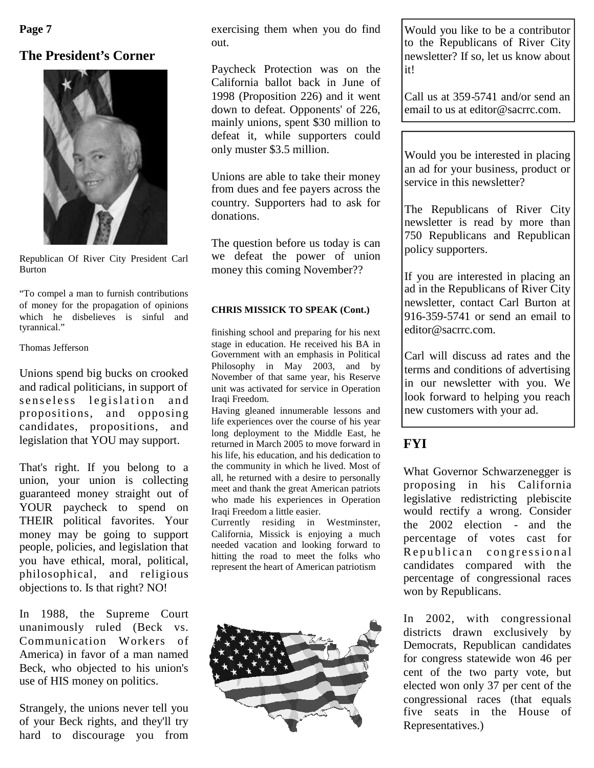## The President's Corner

Republican Of River City President Carl Burton

"To compel a man to furnish contributions of money for the propagation of opinions which he disbelieves is sinful and tyrannical."

Thomas Jefferson

Unions spend big bucks on crooked and radical politicians, in support of senseless legislation and propositions, and opposing candidates, propositions, and legislation that YOU may support.

That's right. If you belong to a union, your union is collecting guaranteed money straight out of YOUR paycheck to spend on THEIR political favorites. Your money may be going to support people, policies, and legislation that you have ethical, moral, political, philosophical, and religious objections to. Is that right? NO!

In 1988, the Supreme Court unanimously ruled (Beck vs. Communication Workers of America) in favor of a man named Beck, who objected to his union's use of HIS money on politics.

Strangely, the unions never tell you of your Beck rights, and they'll try hard to discourage you from exercising them when you do find out.

Paycheck Protection was on the California ballot back in June of 1998 (Proposition 226) and it went down to defeat. Opponents' of 226, mainly unions, spent $30 million to defeat it, while supporters could only muster $3.5 million.

Unions are able to take their money from dues and fee payers across the country. Supporters had to ask for donations.

The question before us today is can we defeat the power of union money this coming November??

**CHRIS MISSICK TO SPEAK (Cont.)**

finishing school and preparing for his next stage in education. He received his BA in Government with an emphasis in Political Philosophy in May 2003, and by November of that same year, his Reserve unit was activated for service in Operation Iraqi Freedom.

Having gleaned innumerable lessons and life experiences over the course of his year long deployment to the Middle East, he returned in March 2005 to move forward in his life, his education, and his dedication to the community in which he lived. Most of all, he returned with a desire to personally meet and thank the great American patriots who made his experiences in Operation Iraqi Freedom a little easier.

Currently residing in Westminster, California, Missick is enjoying a much needed vacation and looking forward to hitting the road to meet the folks who represent the heart of American patriotism

Would you like to be a contributor to the Republicans of River City newsletter? If so, let us know about it!

Call us at 359-5741 and/or send an email to us at editor@sacrrc.com.

Would you be interested in placing an ad for your business, product or service in this newsletter?

The Republicans of River City newsletter is read by more than 750 Republicans and Republican policy supporters.

If you are interested in placing an ad in the Republicans of River City newsletter, contact Carl Burton at 916-359-5741 or send an email to editor@sacrrc.com.

Carl will discuss ad rates and the terms and conditions of advertising in our newsletter with you. We look forward to helping you reach new customers with your ad.

## FYI

What Governor Schwarzenegger is proposing in his California legislative redistricting plebiscite would rectify a wrong. Consider the 2002 election - and the percentage of votes cast for Republican congressional candidates compared with the percentage of congressional races won by Republicans.

In 2002, with congressional districts drawn exclusively by Democrats, Republican candidates for congress statewide won 46 per cent of the two party vote, but elected won only 37 per cent of the congressional races (that equals five seats in the House of Representatives.)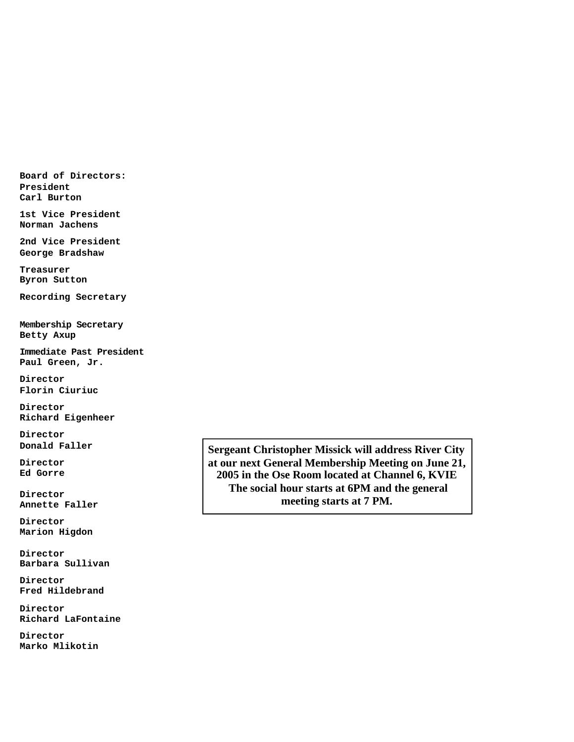**Board of Directors:**

**President**
**Carl Burton**

**1st Vice President**
**Norman Jachens**

**2nd Vice President**
**George Bradshaw**

**Treasurer**
**Byron Sutton**

**Recording Secretary**

**Membership Secretary**
**Betty Axup**

**Immediate Past President**
**Paul Green, Jr.**

**Director**
**Florin Ciuriuc**

**Director**
**Richard Eigenheer**

**Director**
**Donald Faller**

**Director**
**Ed Gorre**

**Director**
**Annette Faller**

**Director**
**Marion Higdon**

**Director**
**Barbara Sullivan**

**Director**
**Fred Hildebrand**

**Director**
**Richard LaFontaine**

**Director**
**Marko Mlikotin**

**Sergeant Christopher Missick will address River City at our next General Membership Meeting on June 21, 2005 in the Ose Room located at Channel 6, KVIE The social hour starts at 6PM and the general meeting starts at 7 PM.**